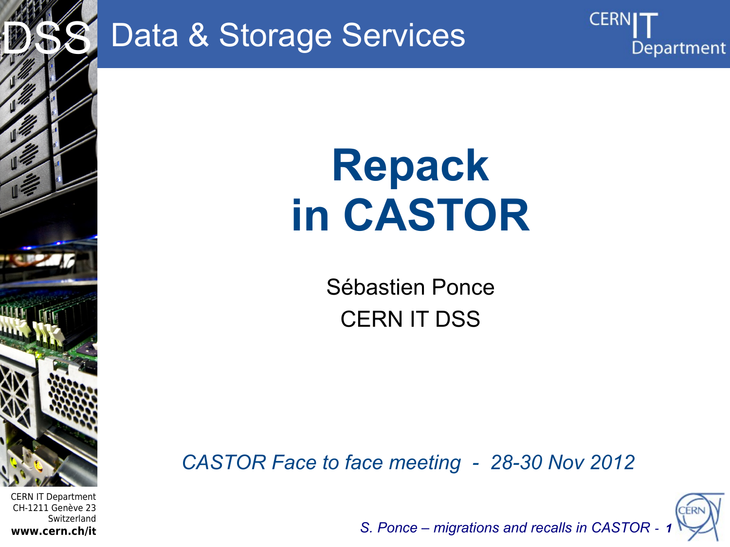# Repack in CASTOR

Sébastien Ponce

CERN IT DSS

*CASTOR Face to face meeting - 28-30 Nov 2012*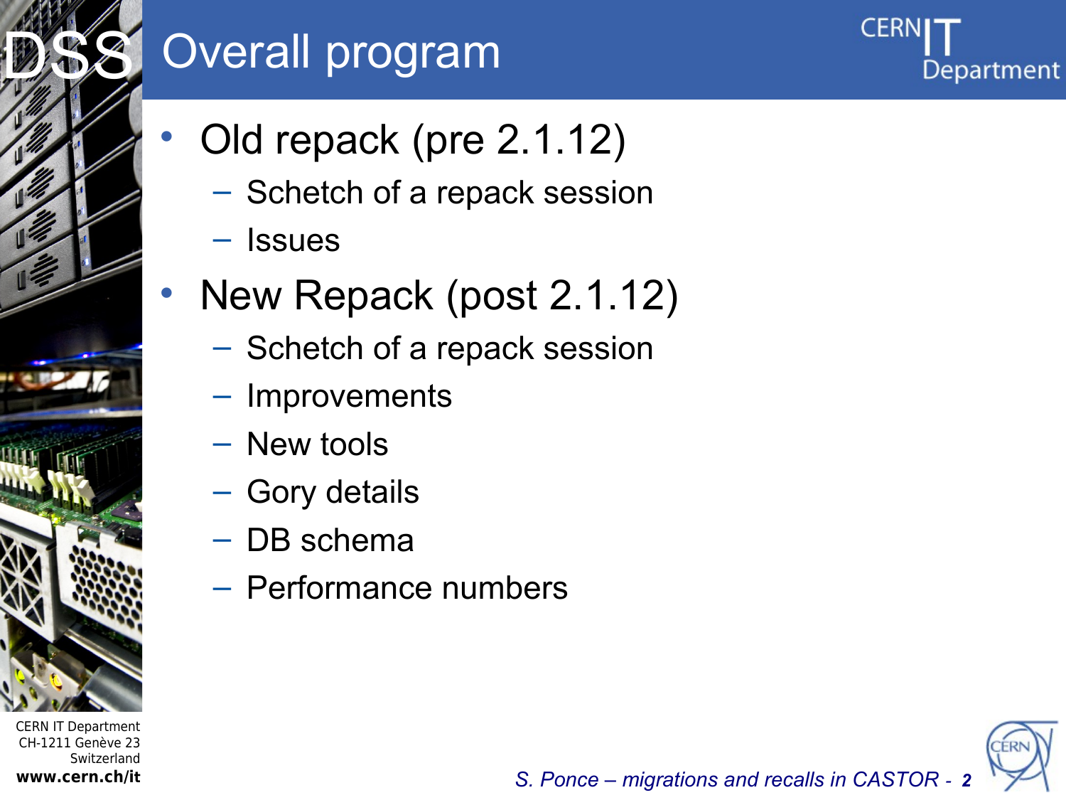# Overall program

- Old repack (pre 2.1.12)
  - Schetch of a repack session
  - Issues
- New Repack (post 2.1.12)
  - Schetch of a repack session
  - Improvements
  - New tools
  - Gory details
  - DB schema
  - Performance numbers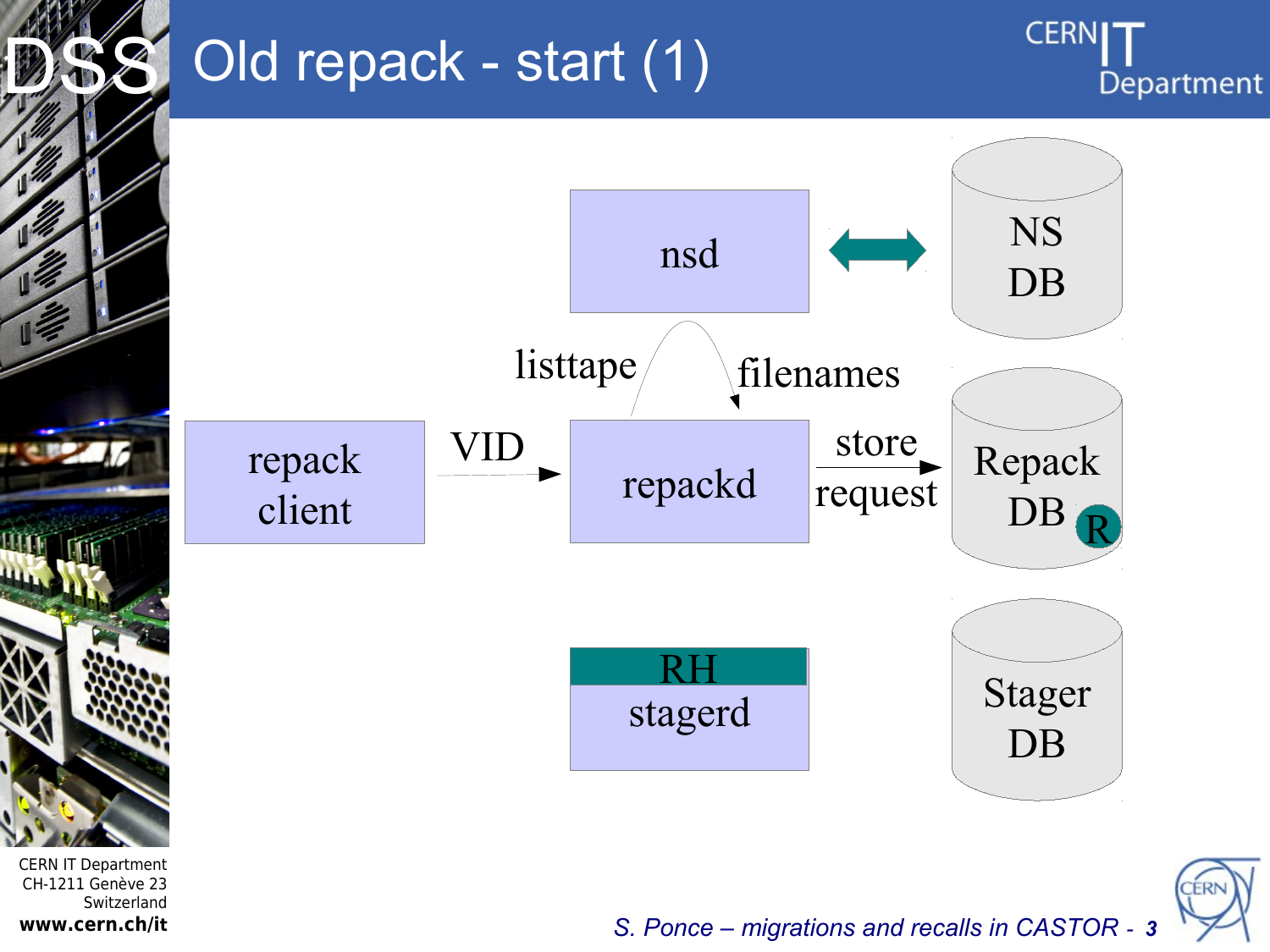# Old repack - start (1)

nsd

NS DB

listtape

filenames

repack client

VID

repackd

store request

Repack DB R

RH stagerd

Stager DB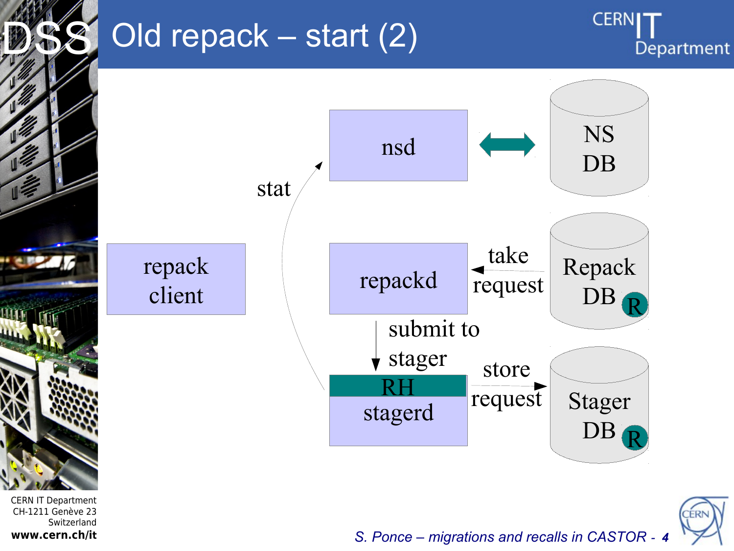# Old repack – start (2)

nsd

NS DB

stat

repack client

repackd

take request

Repack DB R

submit to stager

RH

stagerd

store request

Stager DB R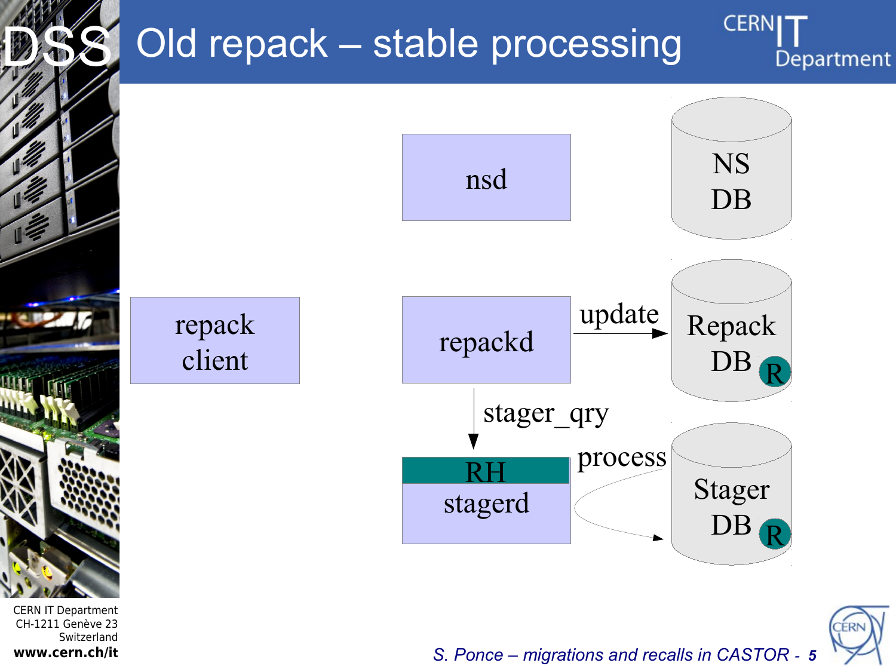# Old repack – stable processing

nsd

NS DB

repack client

repackd

update

Repack DB R

stager_qry

RH stagerd

process

Stager DB R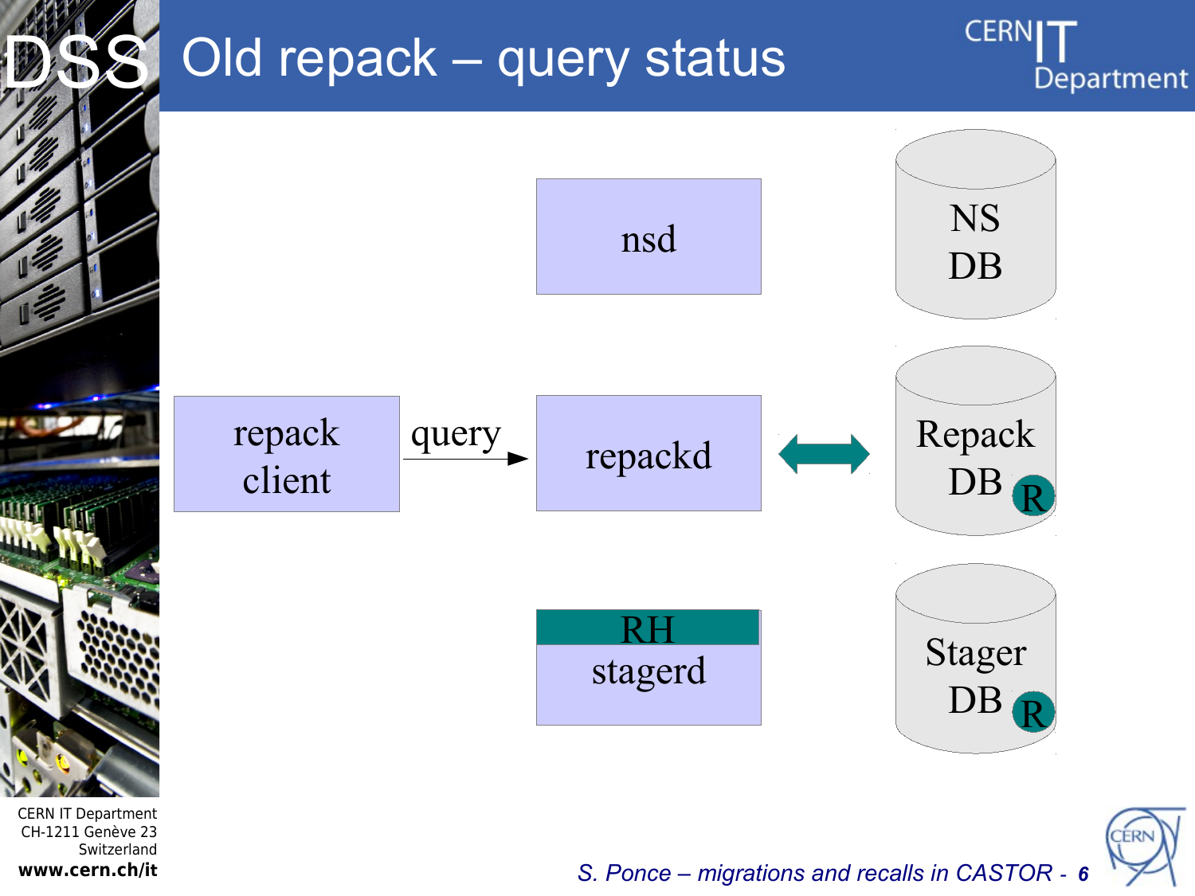# Old repack – query status

nsd

NS DB

repack client

query

repackd

Repack DB R

RH stagerd

Stager DB R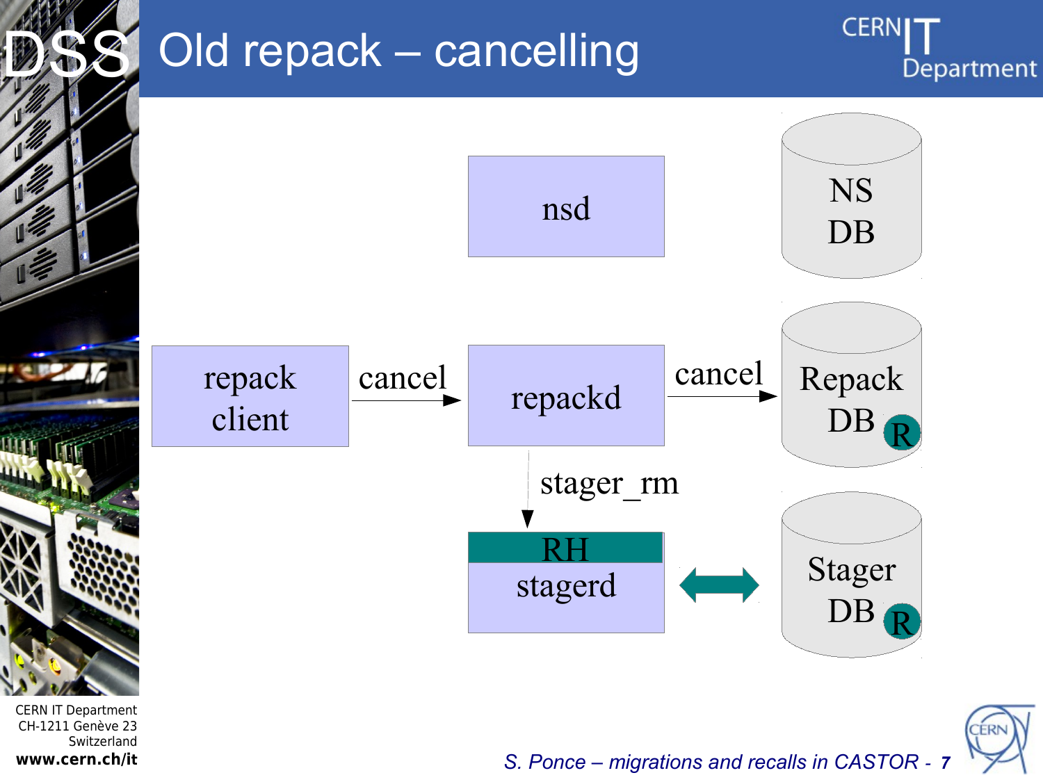# Old repack – cancelling

nsd

NS DB

repack client → cancel → repackd → cancel → Repack DB (R)

repackd → stager_rm → RH stagerd ↔ Stager DB (R)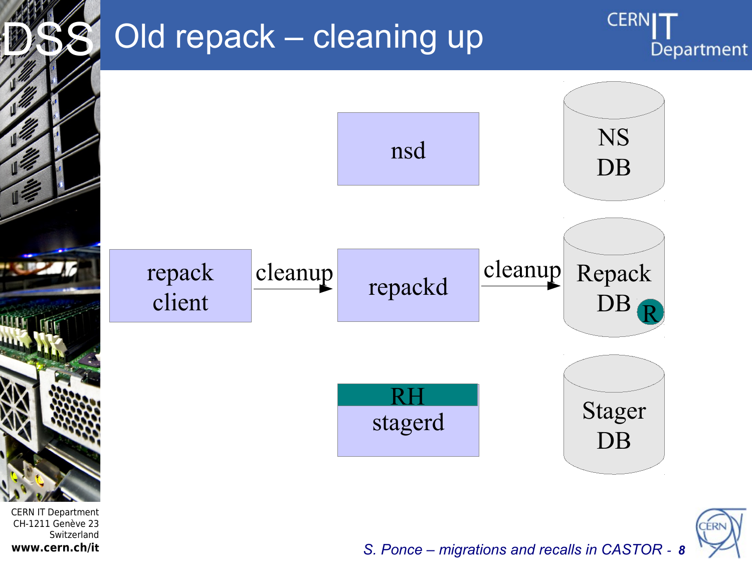# Old repack – cleaning up

nsd

NS DB

repack client → cleanup → repackd → cleanup → Repack DB (R)

RH stagerd

Stager DB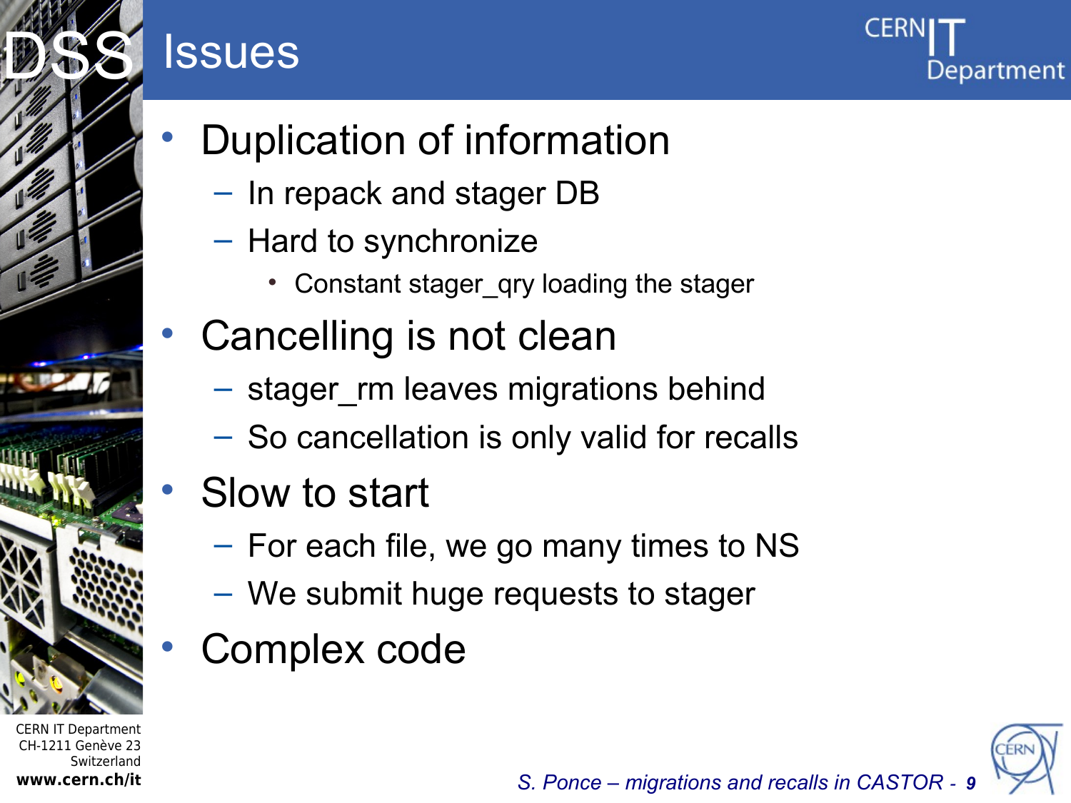# Issues

- Duplication of information
  - In repack and stager DB
  - Hard to synchronize
    - Constant stager_qry loading the stager
- Cancelling is not clean
  - stager_rm leaves migrations behind
  - So cancellation is only valid for recalls
- Slow to start
  - For each file, we go many times to NS
  - We submit huge requests to stager
- Complex code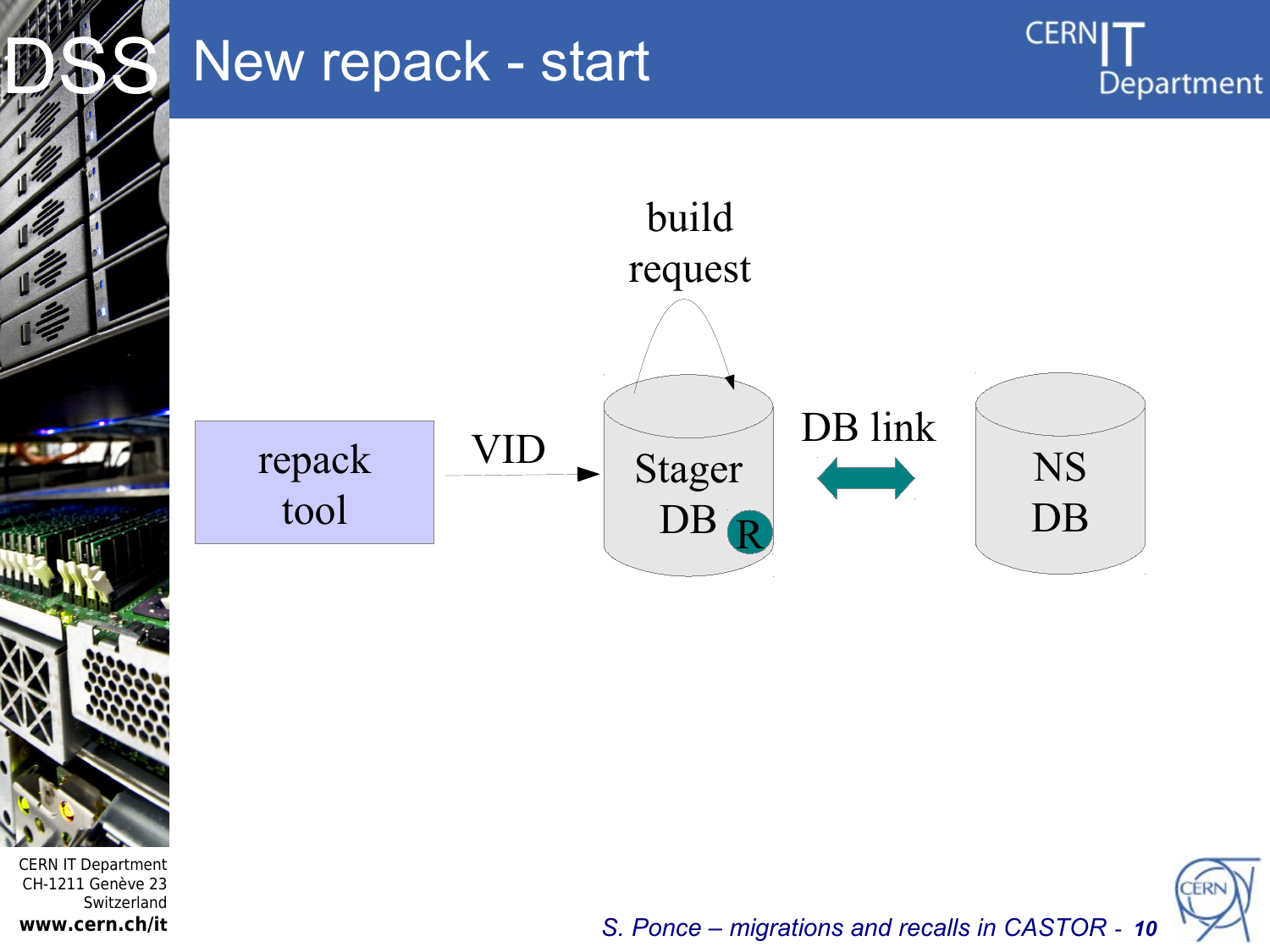# New repack - start

build request

repack tool

VID

Stager DB R

DB link

NS DB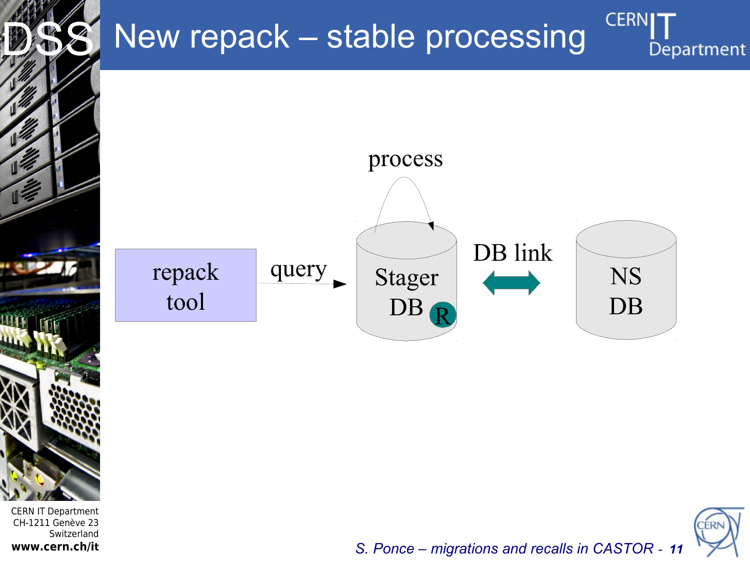# New repack – stable processing

process

repack tool

query

Stager DB R

DB link

NS DB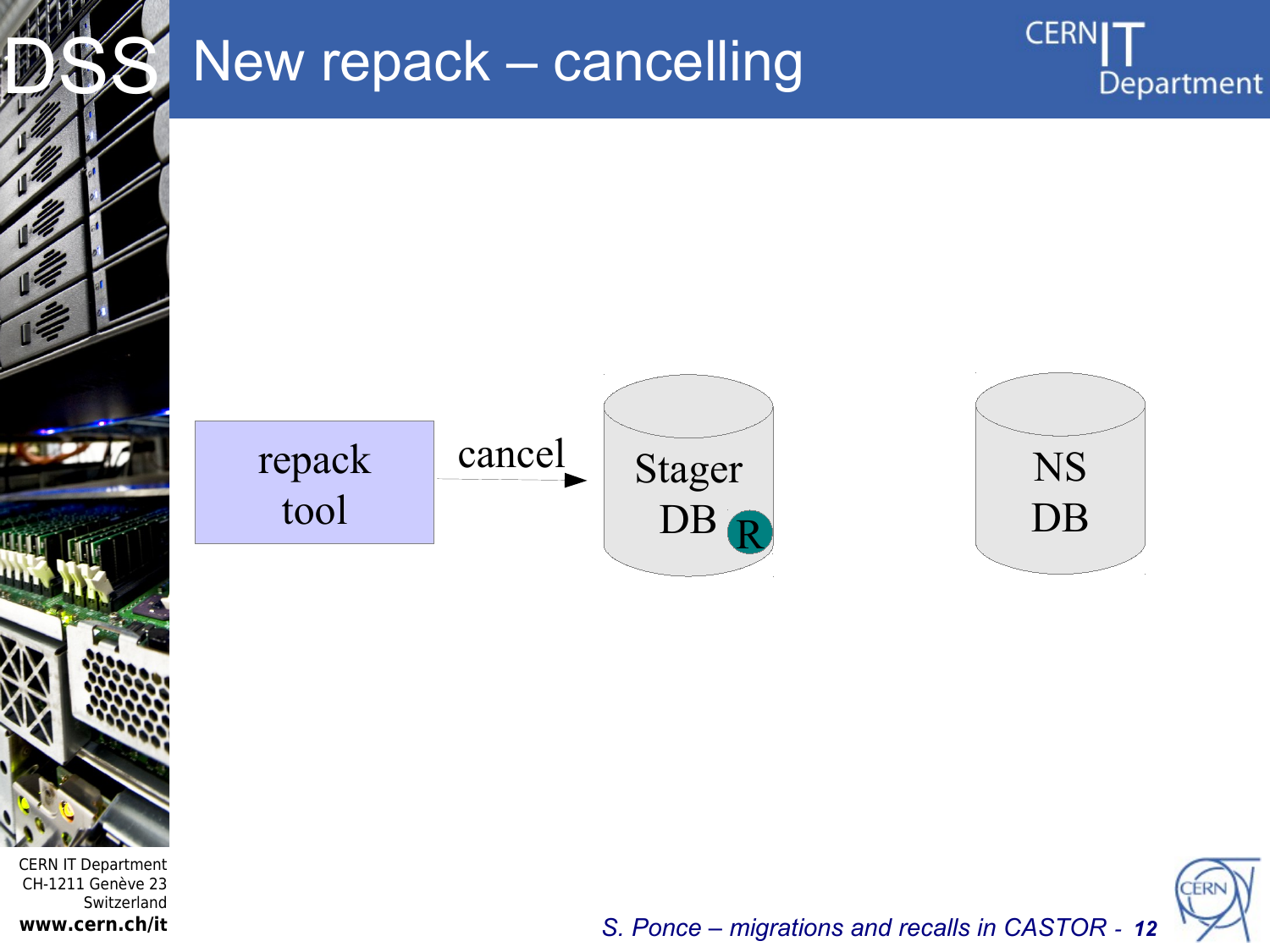# New repack – cancelling

repack tool

cancel

Stager DB R

NS DB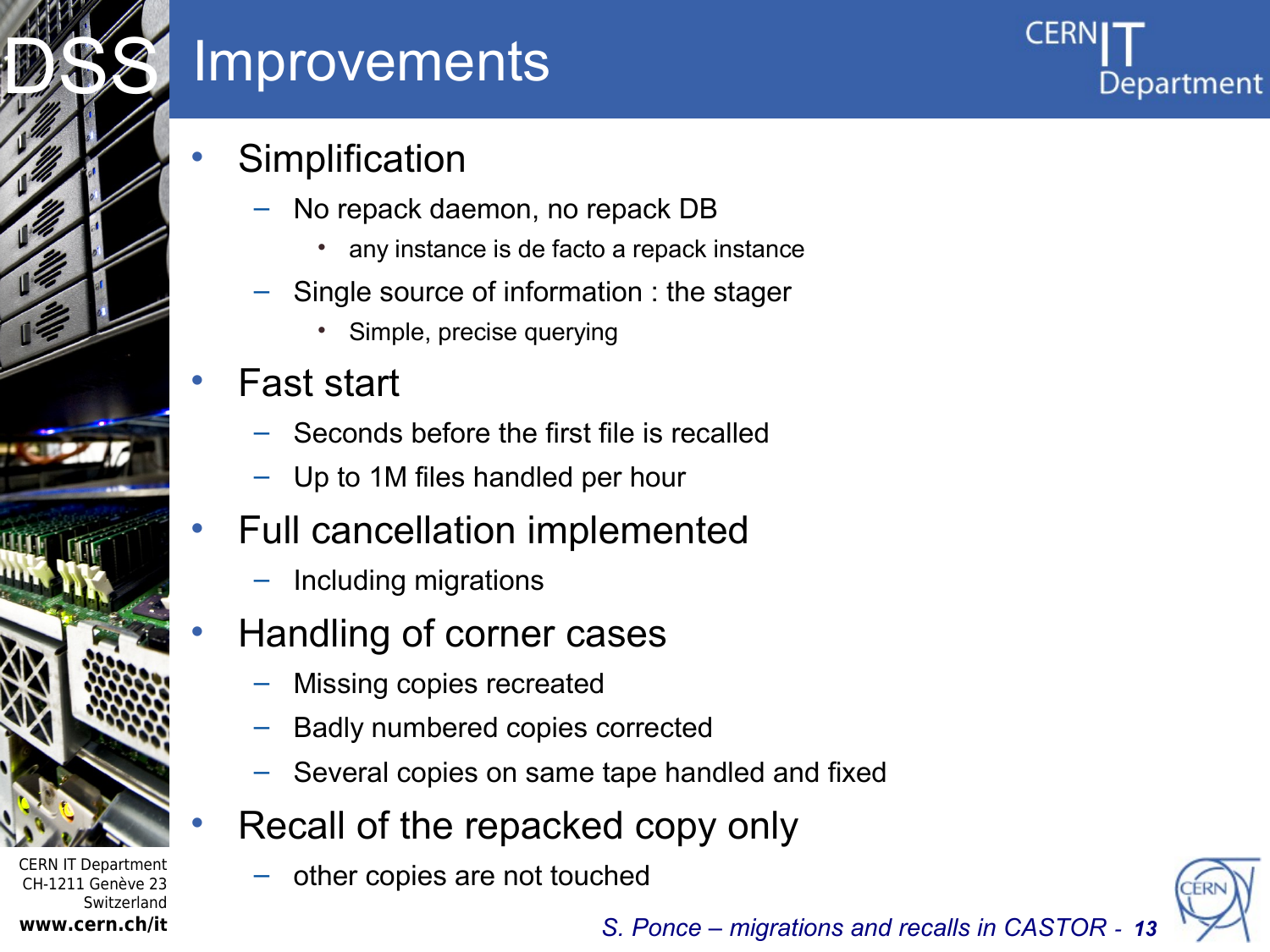# Improvements

- Simplification
  - No repack daemon, no repack DB
    - any instance is de facto a repack instance
  - Single source of information : the stager
    - Simple, precise querying
- Fast start
  - Seconds before the first file is recalled
  - Up to 1M files handled per hour
- Full cancellation implemented
  - Including migrations
- Handling of corner cases
  - Missing copies recreated
  - Badly numbered copies corrected
  - Several copies on same tape handled and fixed
- Recall of the repacked copy only
  - other copies are not touched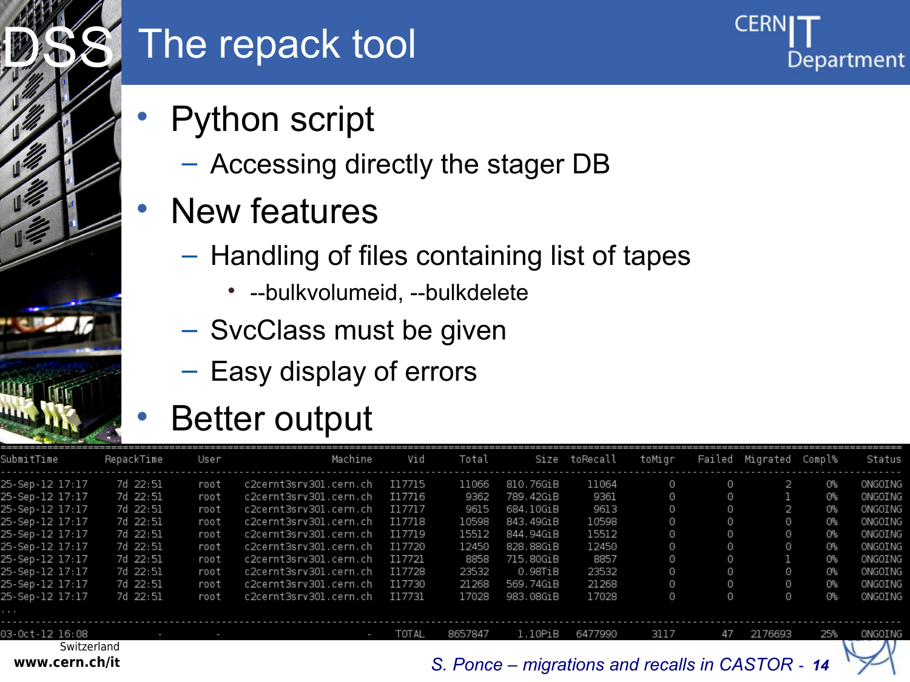# The repack tool

- Python script
  - Accessing directly the stager DB
- New features
  - Handling of files containing list of tapes
    - --bulkvolumeid, --bulkdelete
  - SvcClass must be given
  - Easy display of errors
- Better output

```
SubmitTime       RepackTime     User              Machine       Vid      Total       Size  toRecall    toMigr    Failed  Migrated  Compl%    Status

25-Sep-12 17:17    7d 22:51     root   c2cernt3srv301.cern.ch   I17715   11066  810.76GiB     11064         0         0         2      0%   ONGOING
25-Sep-12 17:17    7d 22:51     root   c2cernt3srv301.cern.ch   I17716    9362  789.42GiB      9361         0         0         1      0%   ONGOING
25-Sep-12 17:17    7d 22:51     root   c2cernt3srv301.cern.ch   I17717    9615  684.10GiB      9613         0         0         2      0%   ONGOING
25-Sep-12 17:17    7d 22:51     root   c2cernt3srv301.cern.ch   I17718   10598  843.49GiB     10598         0         0         0      0%   ONGOING
25-Sep-12 17:17    7d 22:51     root   c2cernt3srv301.cern.ch   I17719   15512  844.94GiB     15512         0         0         0      0%   ONGOING
25-Sep-12 17:17    7d 22:51     root   c2cernt3srv301.cern.ch   I17720   12450  828.88GiB     12450         0         0         0      0%   ONGOING
25-Sep-12 17:17    7d 22:51     root   c2cernt3srv301.cern.ch   I17721    8858  715.80GiB      8857         0         0         1      0%   ONGOING
25-Sep-12 17:17    7d 22:51     root   c2cernt3srv301.cern.ch   I17728   23532    0.98TiB     23532         0         0         0      0%   ONGOING
25-Sep-12 17:17    7d 22:51     root   c2cernt3srv301.cern.ch   I17730   21268  569.74GiB     21268         0         0         0      0%   ONGOING
25-Sep-12 17:17    7d 22:51     root   c2cernt3srv301.cern.ch   I17731   17028  983.08GiB     17028         0         0         0      0%   ONGOING
...
------------------------------------------------------------------------------------------------------------------------------------------------------
03-Oct-12 16:08           -        -                        -    TOTAL  8657847    1.10PiB   6477990      3117        47   2176693     25%   ONGOING
```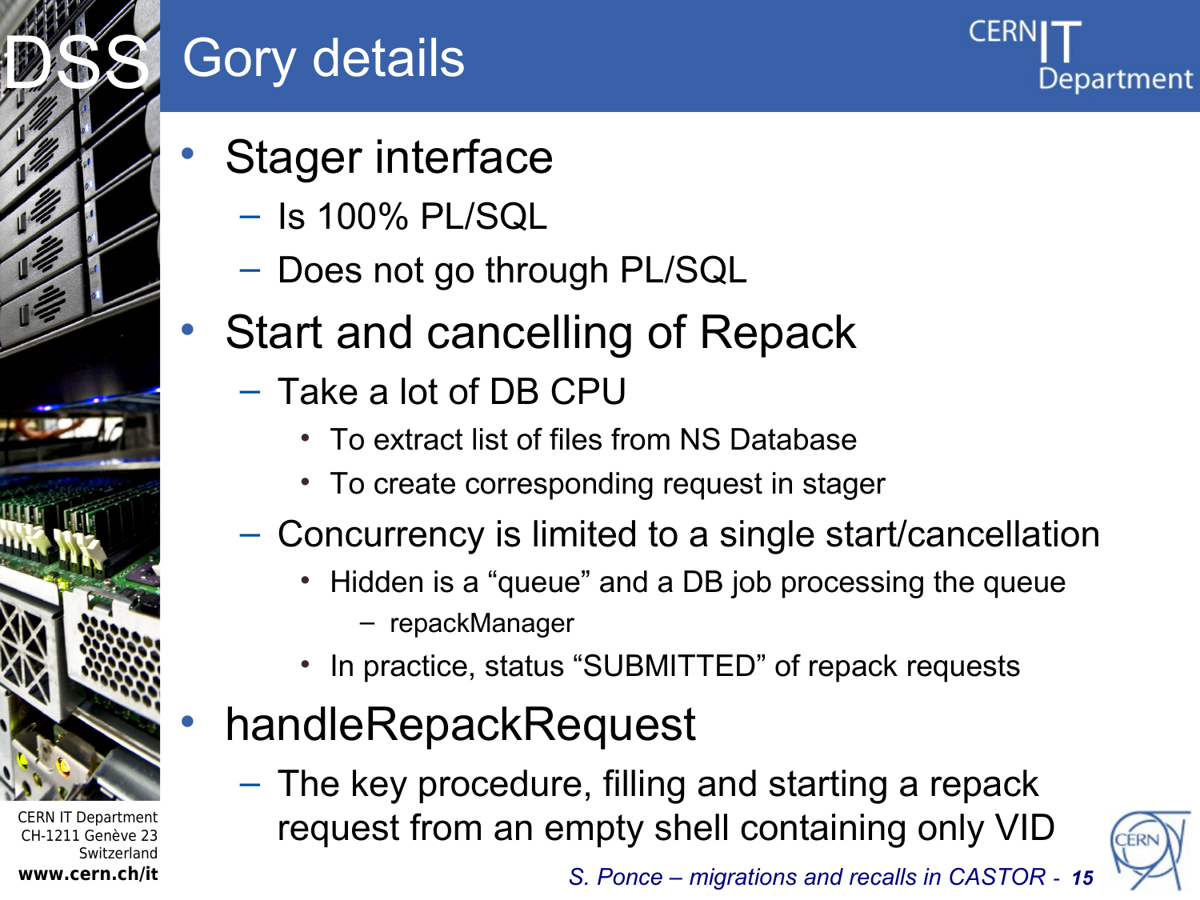# Gory details

- Stager interface
  - Is 100% PL/SQL
  - Does not go through PL/SQL
- Start and cancelling of Repack
  - Take a lot of DB CPU
    - To extract list of files from NS Database
    - To create corresponding request in stager
  - Concurrency is limited to a single start/cancellation
    - Hidden is a “queue” and a DB job processing the queue
      - repackManager
    - In practice, status “SUBMITTED” of repack requests
- handleRepackRequest
  - The key procedure, filling and starting a repack request from an empty shell containing only VID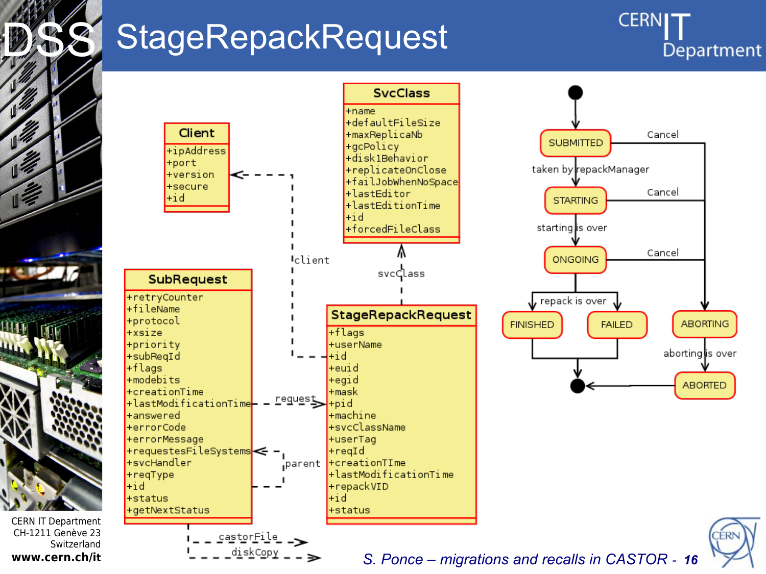# StageRepackRequest

**Client**
- +ipAddress
- +port
- +version
- +secure
- +id

**SvcClass**
- +name
- +defaultFileSize
- +maxReplicaNb
- +gcPolicy
- +disk1Behavior
- +replicateOnClose
- +failJobWhenNoSpace
- +lastEditor
- +lastEditionTime
- +id
- +forcedFileClass

**SubRequest**
- +retryCounter
- +fileName
- +protocol
- +xsize
- +priority
- +subReqId
- +flags
- +modebits
- +creationTime
- +lastModificationTime
- +answered
- +errorCode
- +errorMessage
- +requestesFileSystems
- +svcHandler
- +reqType
- +id
- +status
- +getNextStatus

**StageRepackRequest**
- +flags
- +userName
- +id
- +euid
- +egid
- +mask
- +pid
- +machine
- +svcClassName
- +userTag
- +reqId
- +creationTIme
- +lastModificationTime
- +repackVID
- +id
- +status

Associations: client, svcClass, request, parent, castorFile, diskCopy

States: SUBMITTED → (taken by repackManager) → STARTING → (starting is over) → ONGOING → (repack is over) → FINISHED / FAILED; Cancel → ABORTING → (aborting is over) → ABORTED

*S. Ponce – migrations and recalls in CASTOR*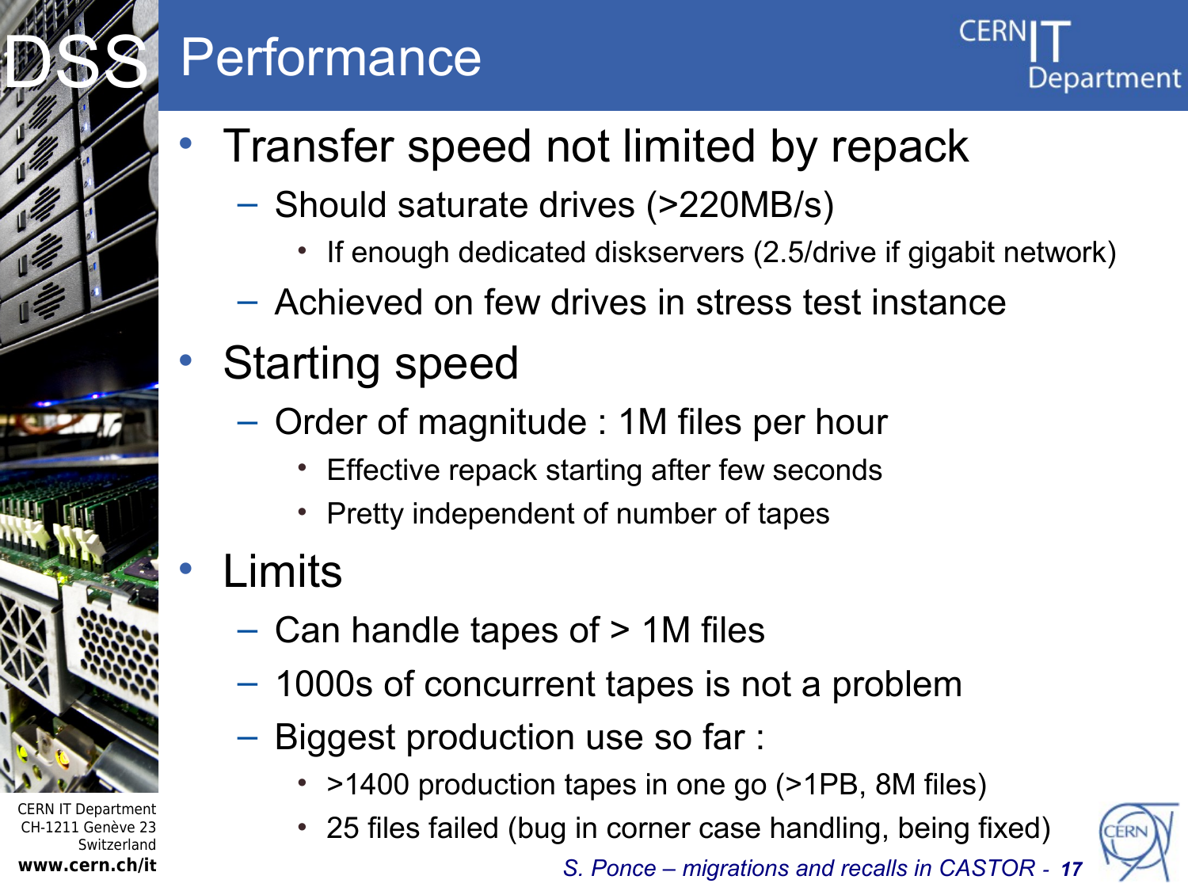# Performance

- Transfer speed not limited by repack
  - Should saturate drives (>220MB/s)
    - If enough dedicated diskservers (2.5/drive if gigabit network)
  - Achieved on few drives in stress test instance
- Starting speed
  - Order of magnitude : 1M files per hour
    - Effective repack starting after few seconds
    - Pretty independent of number of tapes
- Limits
  - Can handle tapes of > 1M files
  - 1000s of concurrent tapes is not a problem
  - Biggest production use so far :
    - >1400 production tapes in one go (>1PB, 8M files)
    - 25 files failed (bug in corner case handling, being fixed)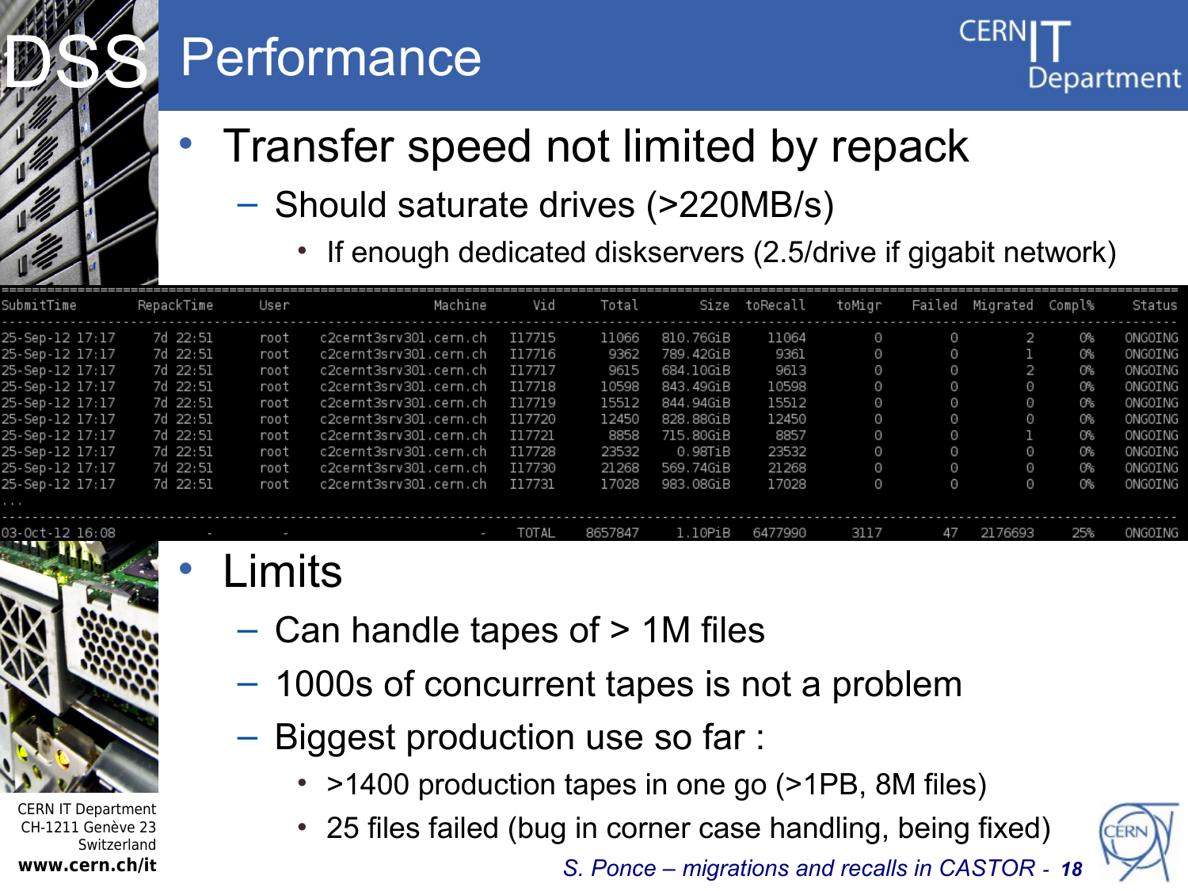# DSS Performance

- Transfer speed not limited by repack
  - Should saturate drives (>220MB/s)
    - If enough dedicated diskservers (2.5/drive if gigabit network)

| SubmitTime | RepackTime | User | Machine | Vid | Total | Size | toRecall | toMigr | Failed | Migrated | Compl% | Status |
|---|---|---|---|---|---|---|---|---|---|---|---|---|
| 25-Sep-12 17:17 | 7d 22:51 | root | c2cernt3srv301.cern.ch | I17715 | 11066 | 810.76GiB | 11064 | 0 | 0 | 2 | 0% | ONGOING |
| 25-Sep-12 17:17 | 7d 22:51 | root | c2cernt3srv301.cern.ch | I17716 | 9362 | 789.42GiB | 9361 | 0 | 0 | 1 | 0% | ONGOING |
| 25-Sep-12 17:17 | 7d 22:51 | root | c2cernt3srv301.cern.ch | I17717 | 9615 | 684.10GiB | 9613 | 0 | 0 | 2 | 0% | ONGOING |
| 25-Sep-12 17:17 | 7d 22:51 | root | c2cernt3srv301.cern.ch | I17718 | 10598 | 843.49GiB | 10598 | 0 | 0 | 0 | 0% | ONGOING |
| 25-Sep-12 17:17 | 7d 22:51 | root | c2cernt3srv301.cern.ch | I17719 | 15512 | 844.94GiB | 15512 | 0 | 0 | 0 | 0% | ONGOING |
| 25-Sep-12 17:17 | 7d 22:51 | root | c2cernt3srv301.cern.ch | I17720 | 12450 | 828.88GiB | 12450 | 0 | 0 | 0 | 0% | ONGOING |
| 25-Sep-12 17:17 | 7d 22:51 | root | c2cernt3srv301.cern.ch | I17721 | 8858 | 715.80GiB | 8857 | 0 | 0 | 1 | 0% | ONGOING |
| 25-Sep-12 17:17 | 7d 22:51 | root | c2cernt3srv301.cern.ch | I17728 | 23532 | 0.98TiB | 23532 | 0 | 0 | 0 | 0% | ONGOING |
| 25-Sep-12 17:17 | 7d 22:51 | root | c2cernt3srv301.cern.ch | I17730 | 21268 | 569.74GiB | 21268 | 0 | 0 | 0 | 0% | ONGOING |
| 25-Sep-12 17:17 | 7d 22:51 | root | c2cernt3srv301.cern.ch | I17731 | 17028 | 983.08GiB | 17028 | 0 | 0 | 0 | 0% | ONGOING |
| ... | | | | | | | | | | | | |
| 03-Oct-12 16:08 | - | - | - | TOTAL | 8657847 | 1.10PiB | 6477990 | 3117 | 47 | 2176693 | 25% | ONGOING |

- Limits
  - Can handle tapes of > 1M files
  - 1000s of concurrent tapes is not a problem
  - Biggest production use so far :
    - >1400 production tapes in one go (>1PB, 8M files)
    - 25 files failed (bug in corner case handling, being fixed)

CERN IT Department
CH-1211 Genève 23
Switzerland
**www.cern.ch/it**

*S. Ponce – migrations and recalls in CASTOR*